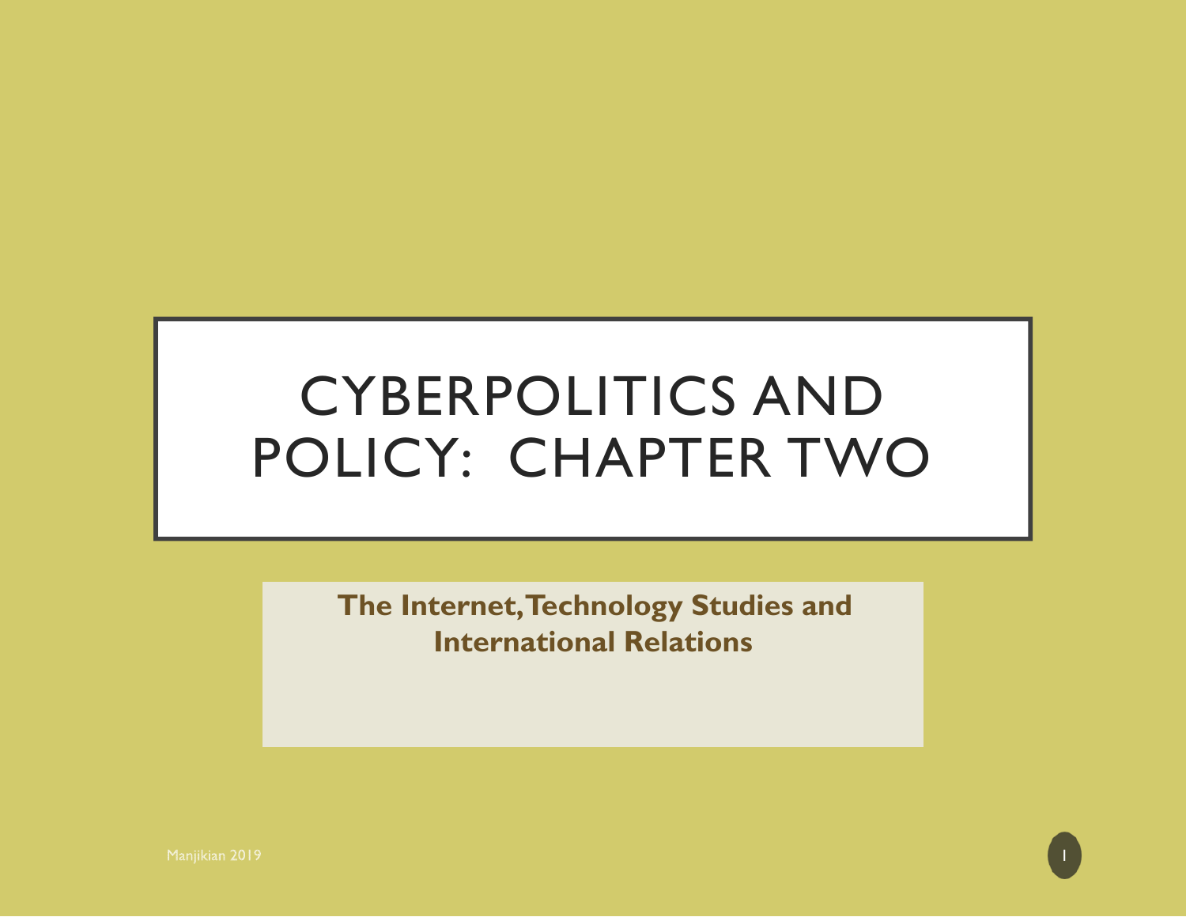# CYBERPOLITICS AND POLICY: CHAPTER TWO

**The Internet, Technology Studies and International Relations**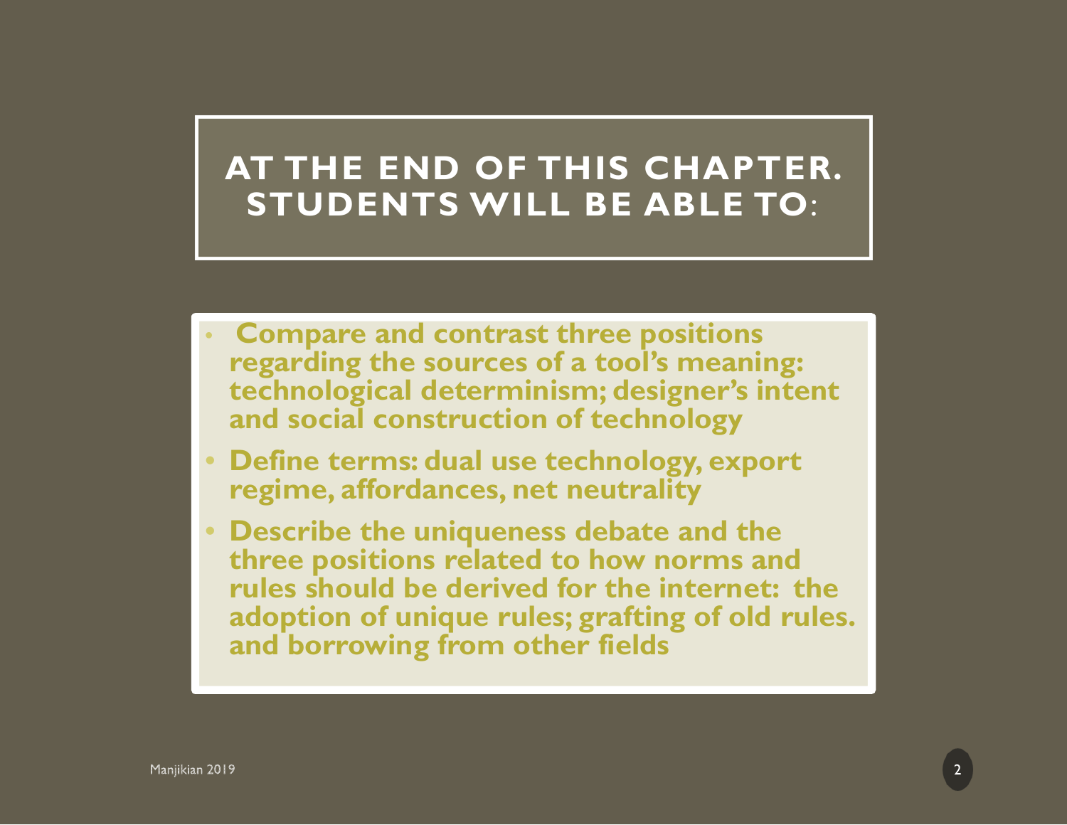## AT THE END OF THIS CHAPTER. STUDENTS WILL BE ABLE TO:

- **Compare and contrast three positions regarding the sources of a tool's meaning: technological determinism; designer's intent and social construction of technology**
- **Define terms: dual use technology, export regime, affordances, net neutrality**
- **Describe the uniqueness debate and the three positions related to how norms and rules should be derived for the internet: the adoption of unique rules; grafting of old rules. and borrowing from other fields**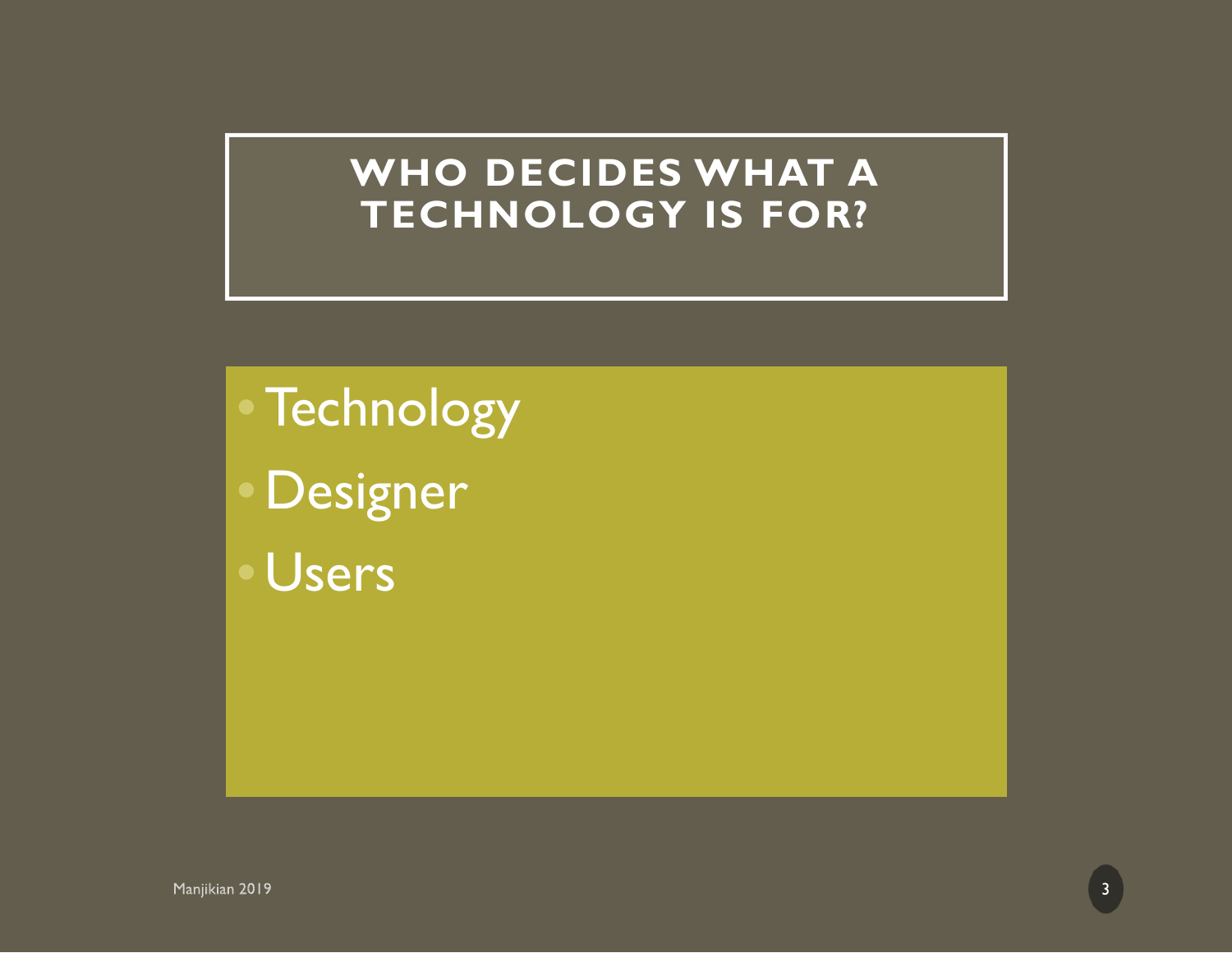# WHO DECIDES WHAT A TECHNOLOGY IS FOR?

- Technology
- Designer
- Users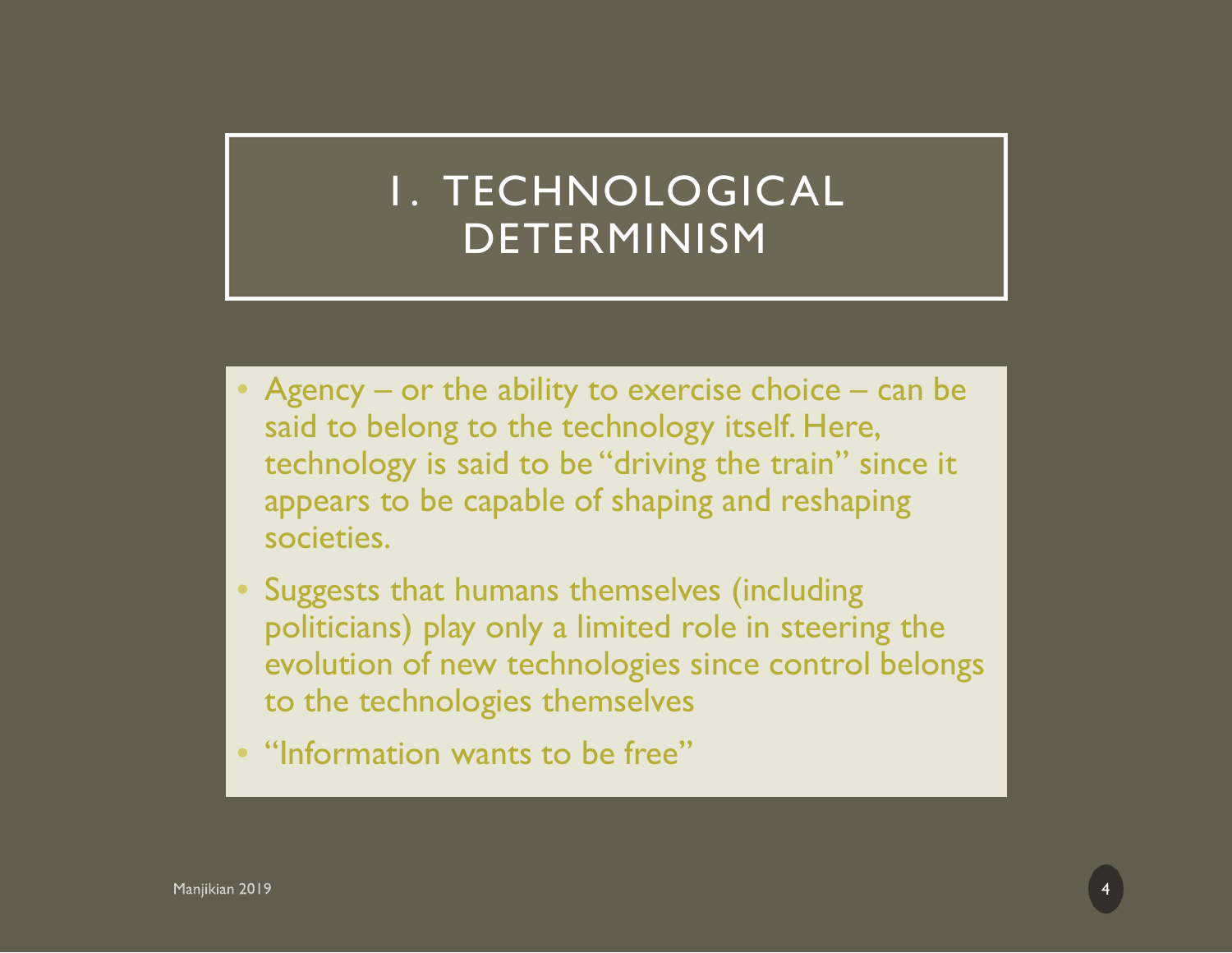# 1. TECHNOLOGICAL DETERMINISM

- Agency – or the ability to exercise choice – can be said to belong to the technology itself. Here, technology is said to be "driving the train" since it appears to be capable of shaping and reshaping societies.
- Suggests that humans themselves (including politicians) play only a limited role in steering the evolution of new technologies since control belongs to the technologies themselves
- "Information wants to be free"

Manjikian 2019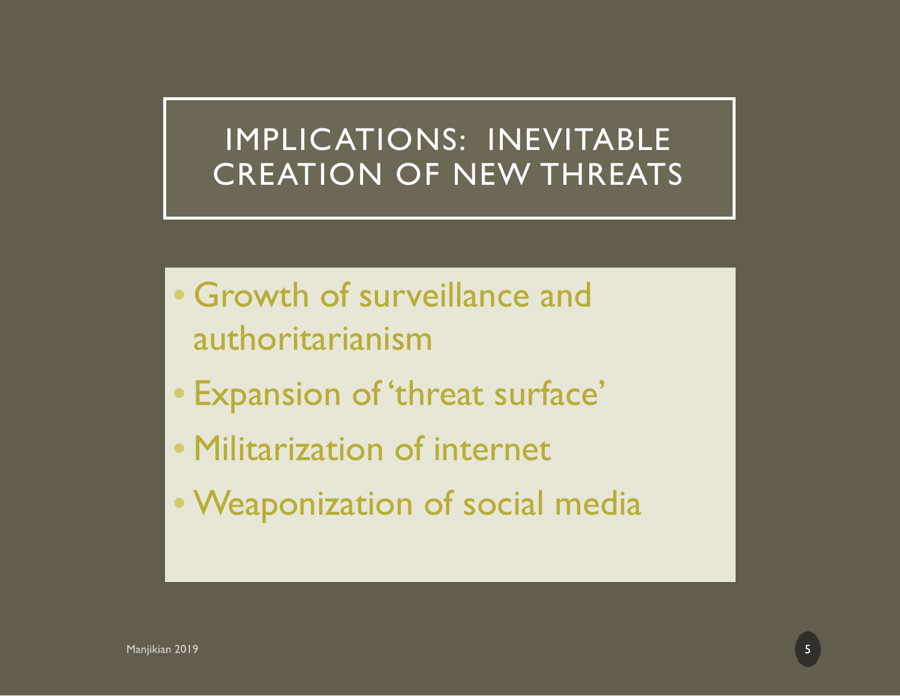# IMPLICATIONS: INEVITABLE CREATION OF NEW THREATS

- Growth of surveillance and authoritarianism
- Expansion of 'threat surface'
- Militarization of internet
- Weaponization of social media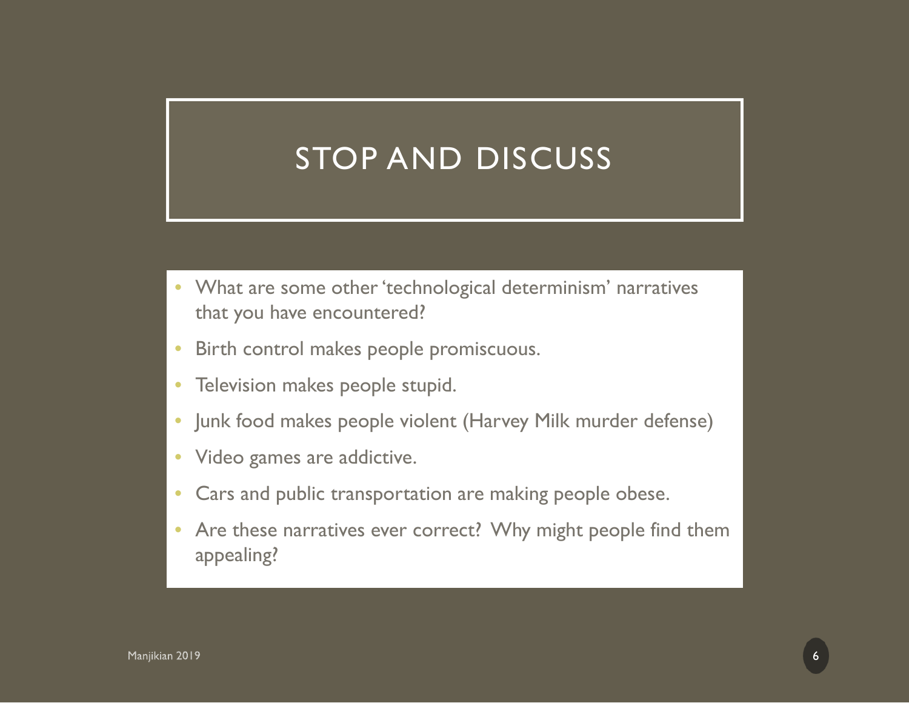# STOP AND DISCUSS

- What are some other 'technological determinism' narratives that you have encountered?
- Birth control makes people promiscuous.
- Television makes people stupid.
- Junk food makes people violent (Harvey Milk murder defense)
- Video games are addictive.
- Cars and public transportation are making people obese.
- Are these narratives ever correct? Why might people find them appealing?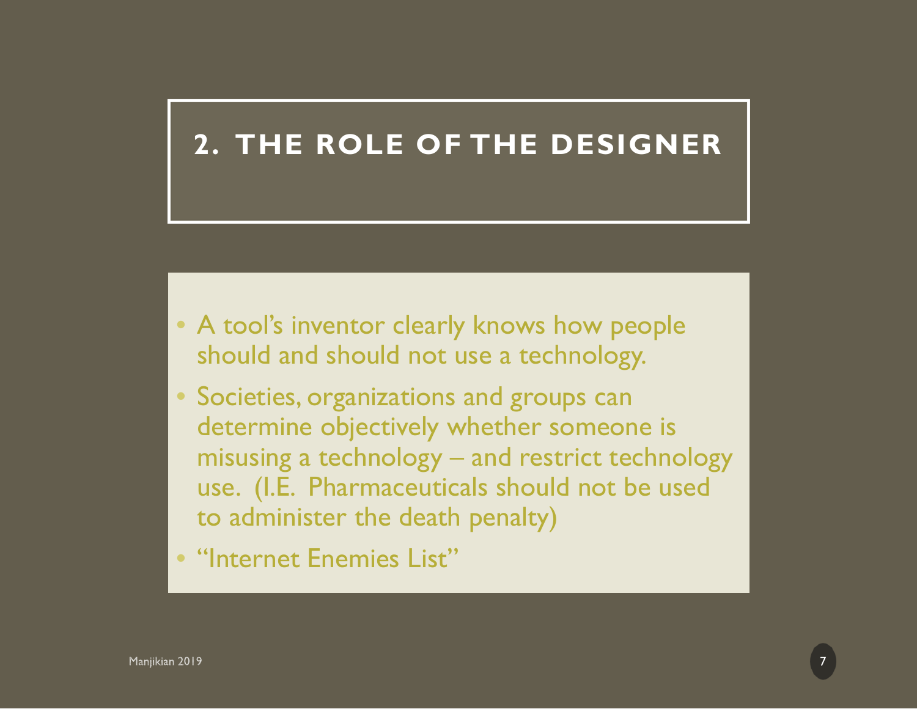# 2. THE ROLE OF THE DESIGNER

- A tool's inventor clearly knows how people should and should not use a technology.
- Societies, organizations and groups can determine objectively whether someone is misusing a technology – and restrict technology use. (I.E. Pharmaceuticals should not be used to administer the death penalty)
- "Internet Enemies List"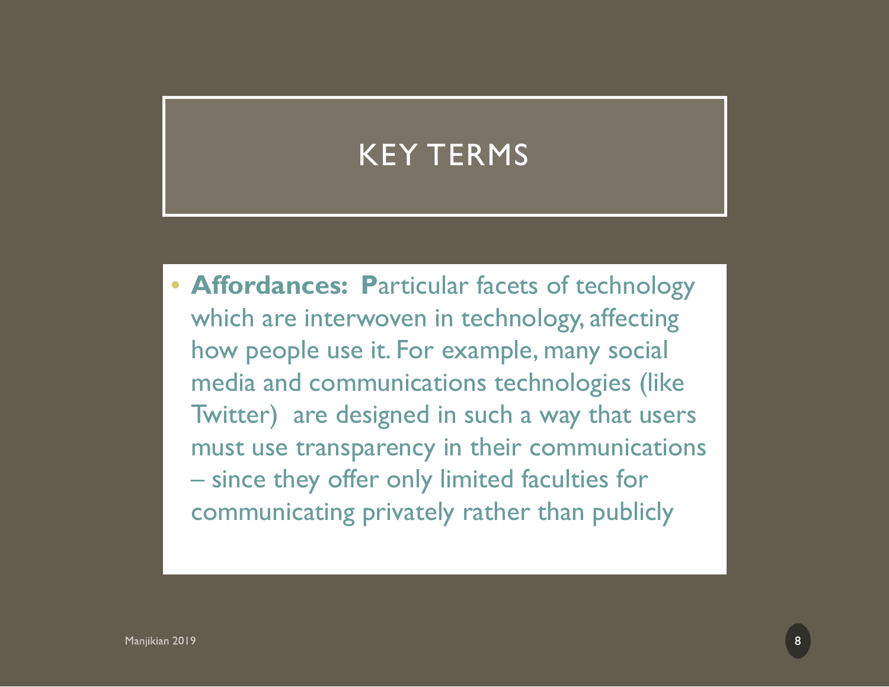# KEY TERMS

- **Affordances: P**articular facets of technology which are interwoven in technology, affecting how people use it. For example, many social media and communications technologies (like Twitter) are designed in such a way that users must use transparency in their communications – since they offer only limited faculties for communicating privately rather than publicly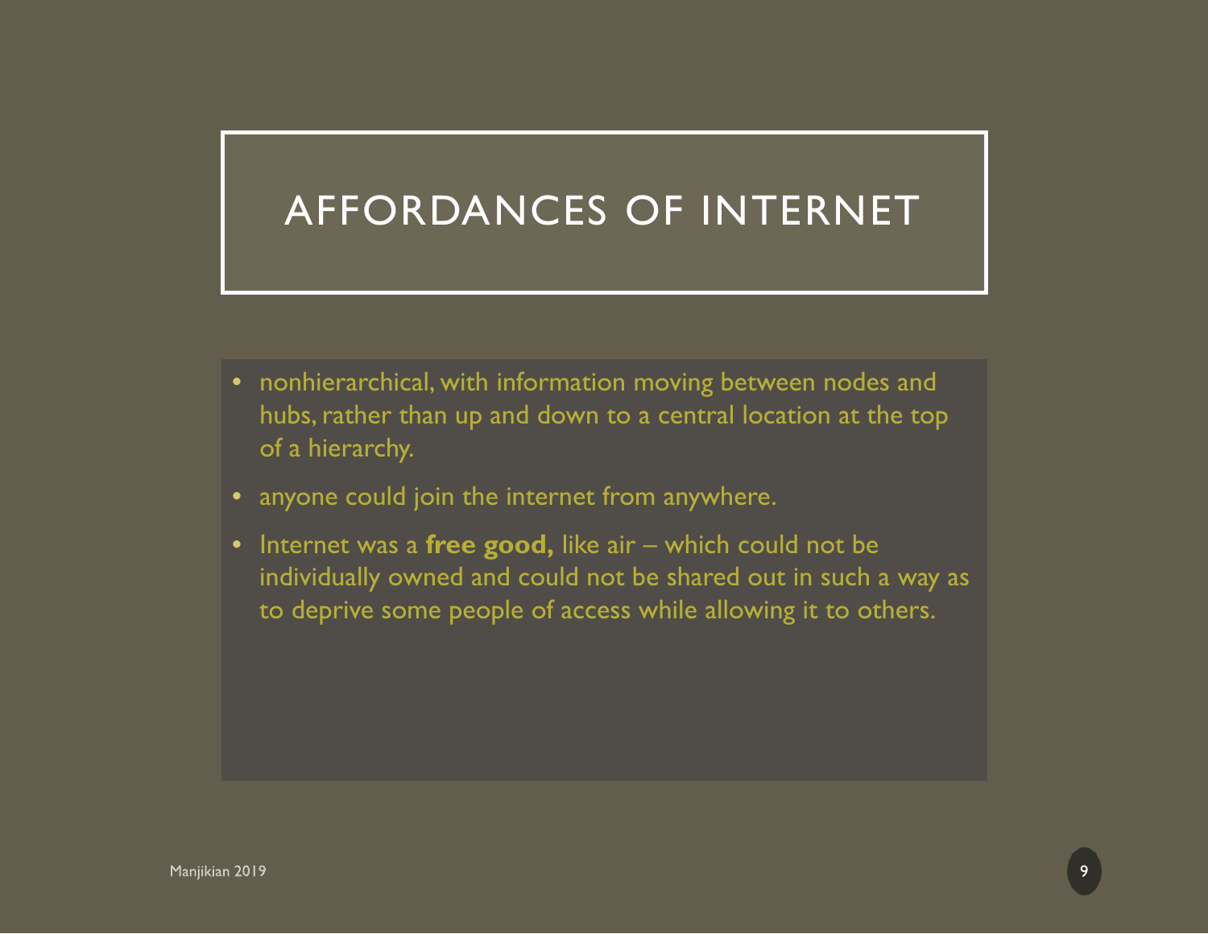# AFFORDANCES OF INTERNET

- nonhierarchical, with information moving between nodes and hubs, rather than up and down to a central location at the top of a hierarchy.
- anyone could join the internet from anywhere.
- Internet was a **free good,** like air – which could not be individually owned and could not be shared out in such a way as to deprive some people of access while allowing it to others.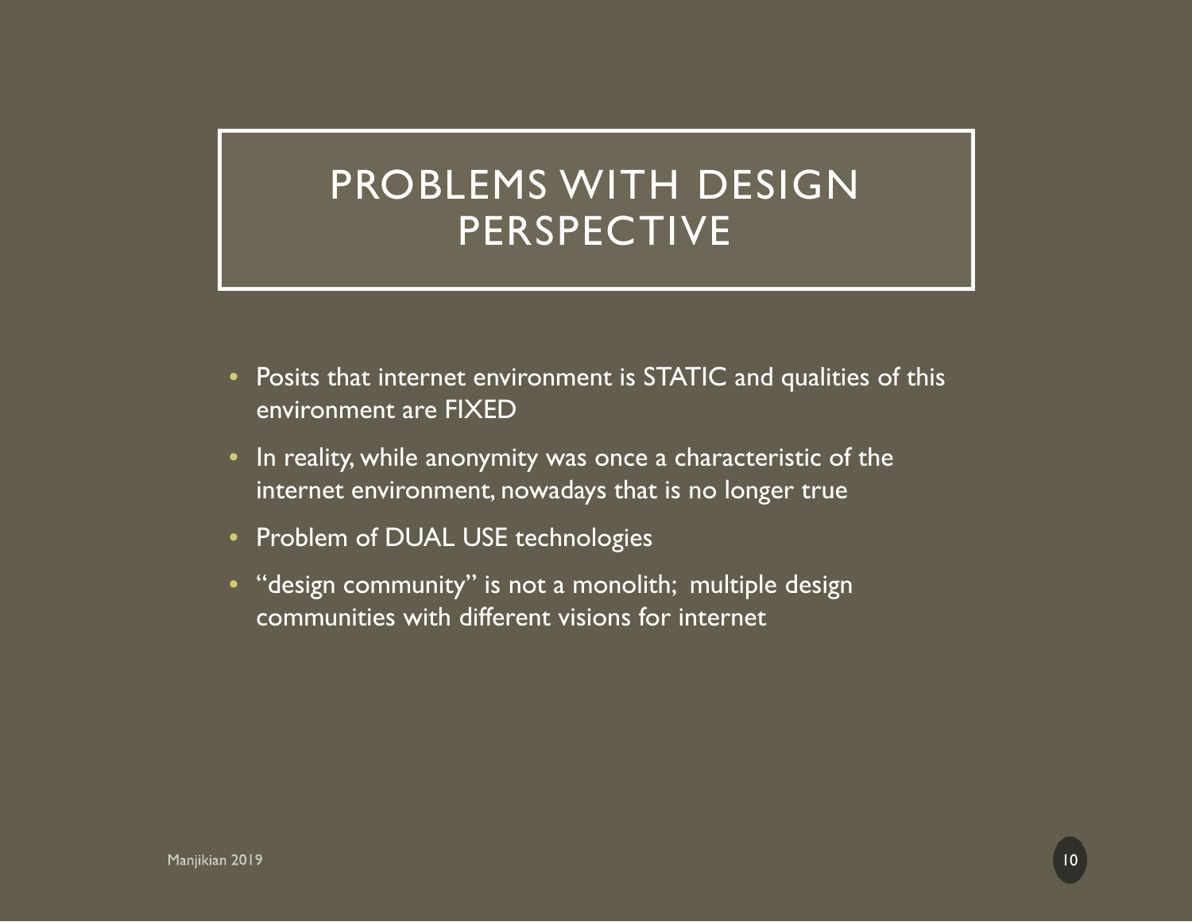# PROBLEMS WITH DESIGN PERSPECTIVE

- Posits that internet environment is STATIC and qualities of this environment are FIXED
- In reality, while anonymity was once a characteristic of the internet environment, nowadays that is no longer true
- Problem of DUAL USE technologies
- “design community” is not a monolith; multiple design communities with different visions for internet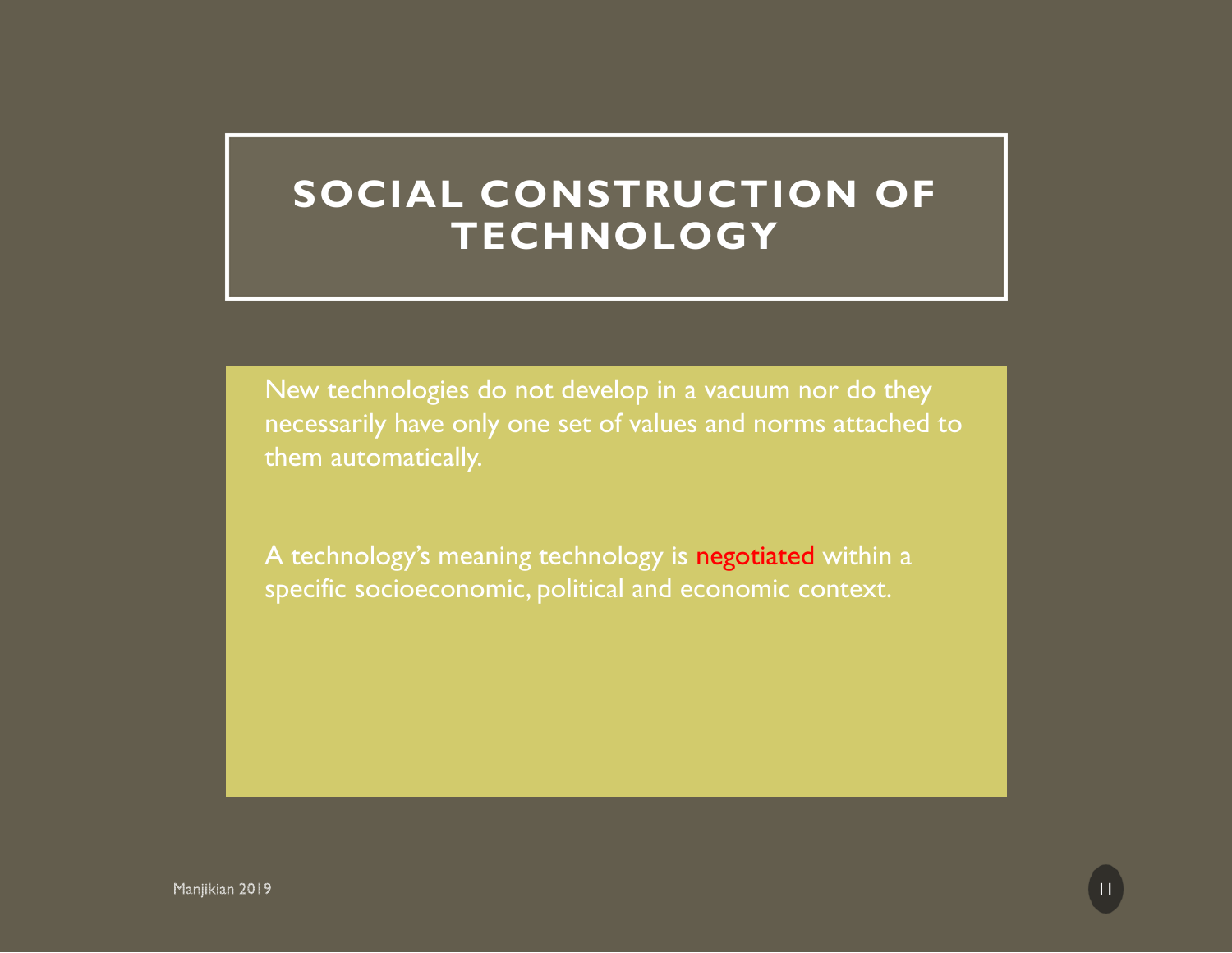# SOCIAL CONSTRUCTION OF TECHNOLOGY

New technologies do not develop in a vacuum nor do they necessarily have only one set of values and norms attached to them automatically.

A technology's meaning technology is negotiated within a specific socioeconomic, political and economic context.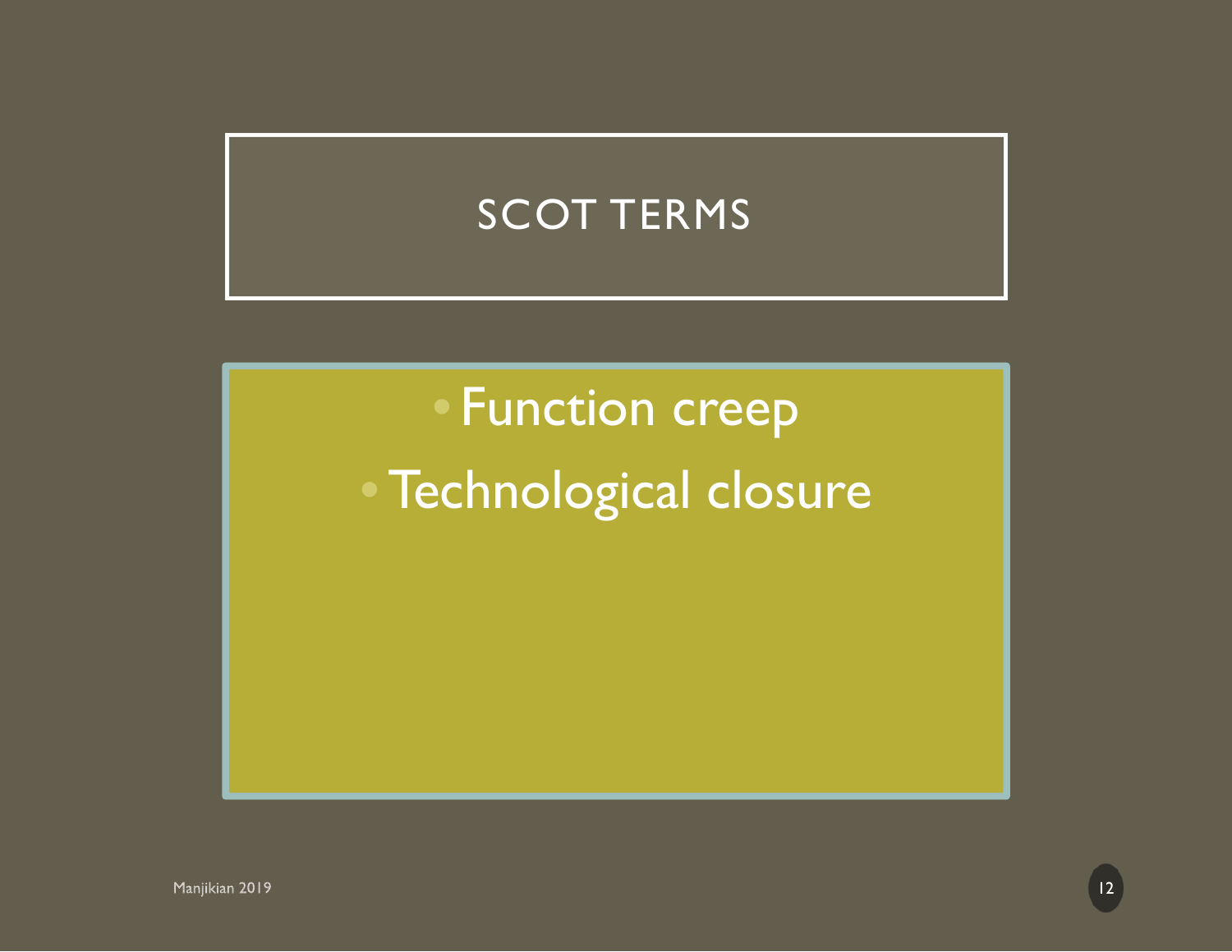# SCOT TERMS

- Function creep
- Technological closure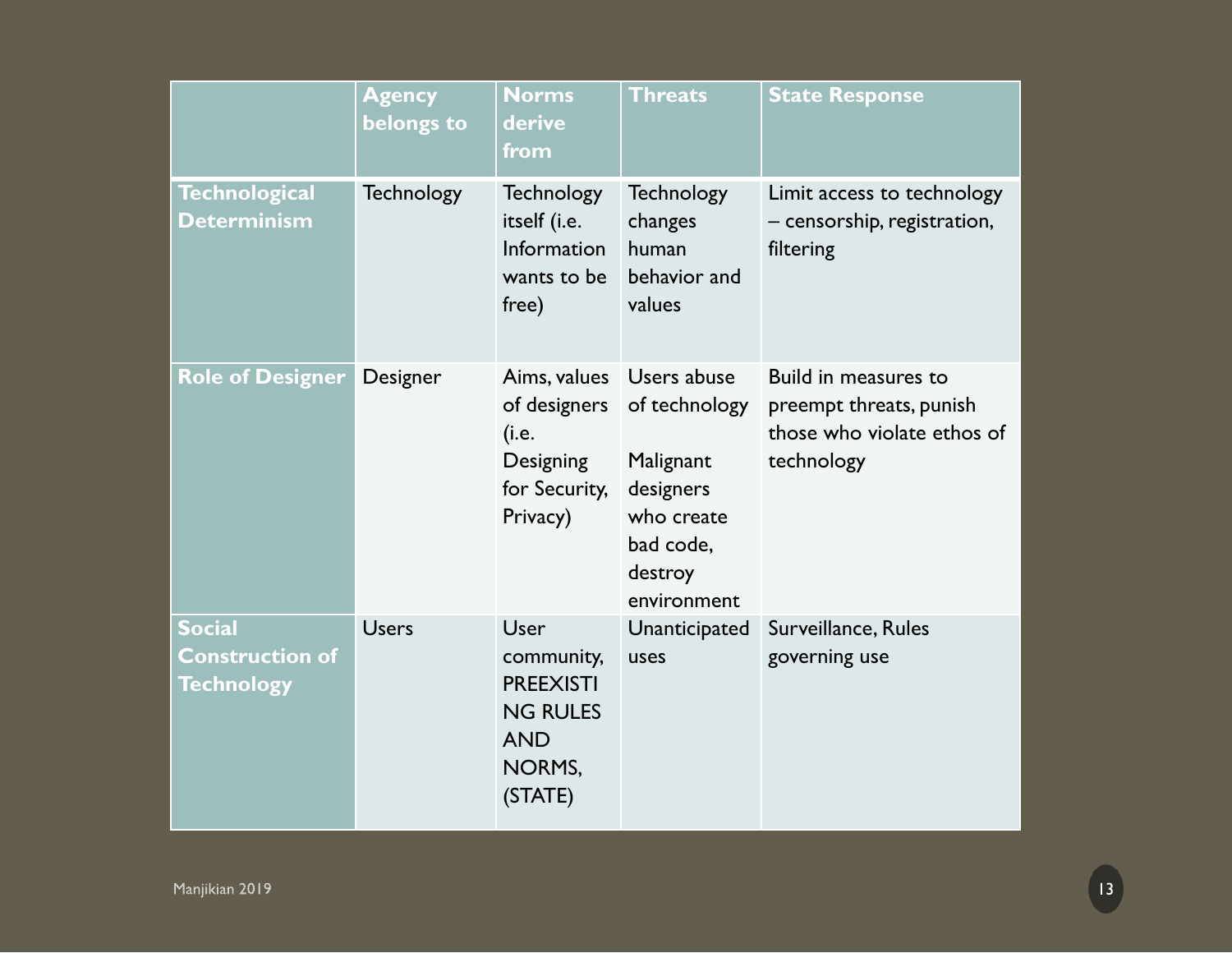| | Agency belongs to | Norms derive from | Threats | State Response |
|---|---|---|---|---|
| **Technological Determinism** | Technology | Technology itself (i.e. Information wants to be free) | Technology changes human behavior and values | Limit access to technology – censorship, registration, filtering |
| **Role of Designer** | Designer | Aims, values of designers (i.e. Designing for Security, Privacy) | Users abuse of technology<br><br>Malignant designers who create bad code, destroy environment | Build in measures to preempt threats, punish those who violate ethos of technology |
| **Social Construction of Technology** | Users | User community, PREEXISTING RULES AND NORMS, (STATE) | Unanticipated uses | Surveillance, Rules governing use |

Manjikian 2019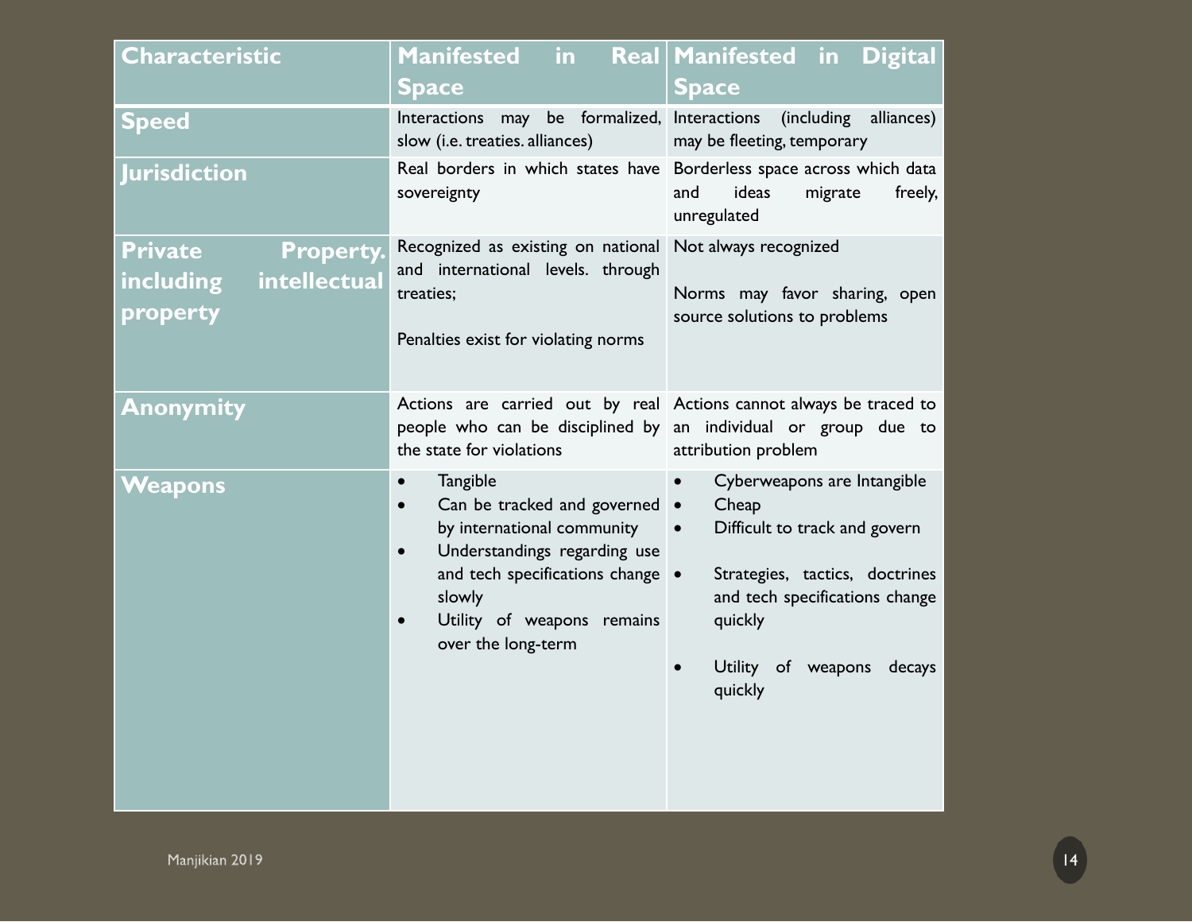| Characteristic | Manifested in Real Space | Manifested in Digital Space |
|---|---|---|
| **Speed** | Interactions may be formalized, slow (i.e. treaties. alliances) | Interactions (including alliances) may be fleeting, temporary |
| **Jurisdiction** | Real borders in which states have sovereignty | Borderless space across which data and ideas migrate freely, unregulated |
| **Private Property. including intellectual property** | Recognized as existing on national and international levels. through treaties;<br><br>Penalties exist for violating norms | Not always recognized<br><br>Norms may favor sharing, open source solutions to problems |
| **Anonymity** | Actions are carried out by real people who can be disciplined by the state for violations | Actions cannot always be traced to an individual or group due to attribution problem |
| **Weapons** | • Tangible<br>• Can be tracked and governed by international community<br>• Understandings regarding use and tech specifications change slowly<br>• Utility of weapons remains over the long-term | • Cyberweapons are Intangible<br>• Cheap<br>• Difficult to track and govern<br>• Strategies, tactics, doctrines and tech specifications change quickly<br>• Utility of weapons decays quickly |

Manjikian 2019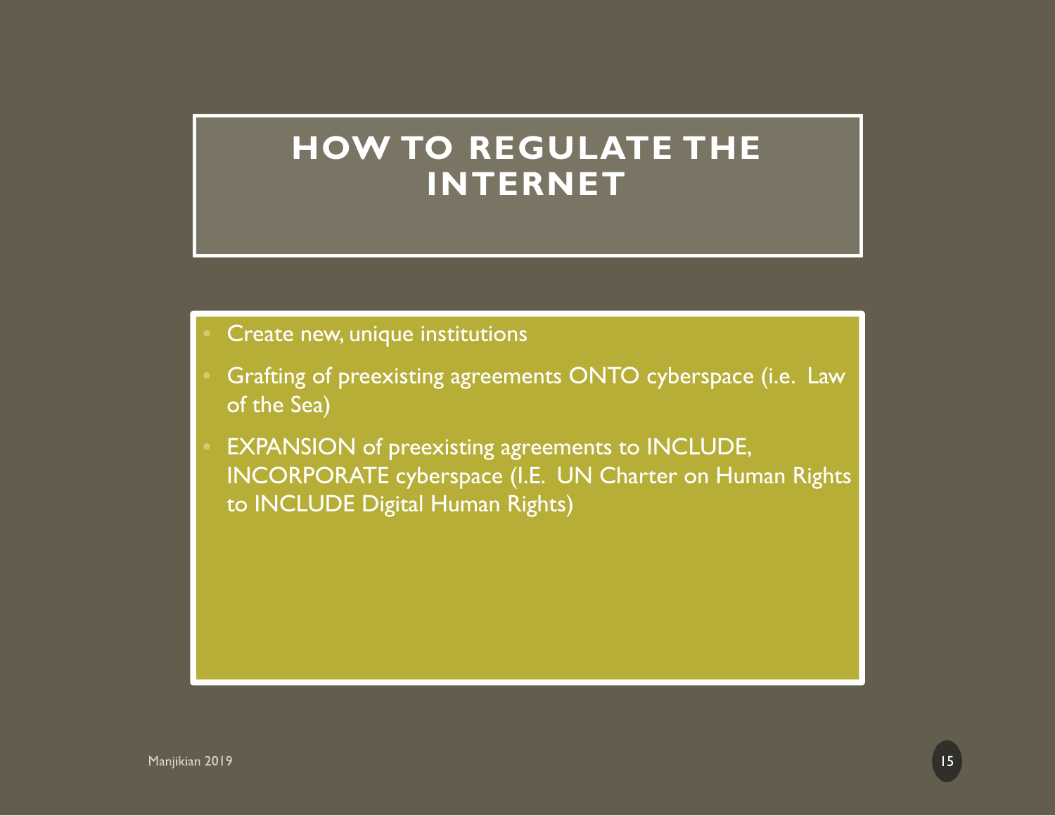# HOW TO REGULATE THE INTERNET

- Create new, unique institutions
- Grafting of preexisting agreements ONTO cyberspace (i.e. Law of the Sea)
- EXPANSION of preexisting agreements to INCLUDE, INCORPORATE cyberspace (I.E. UN Charter on Human Rights to INCLUDE Digital Human Rights)